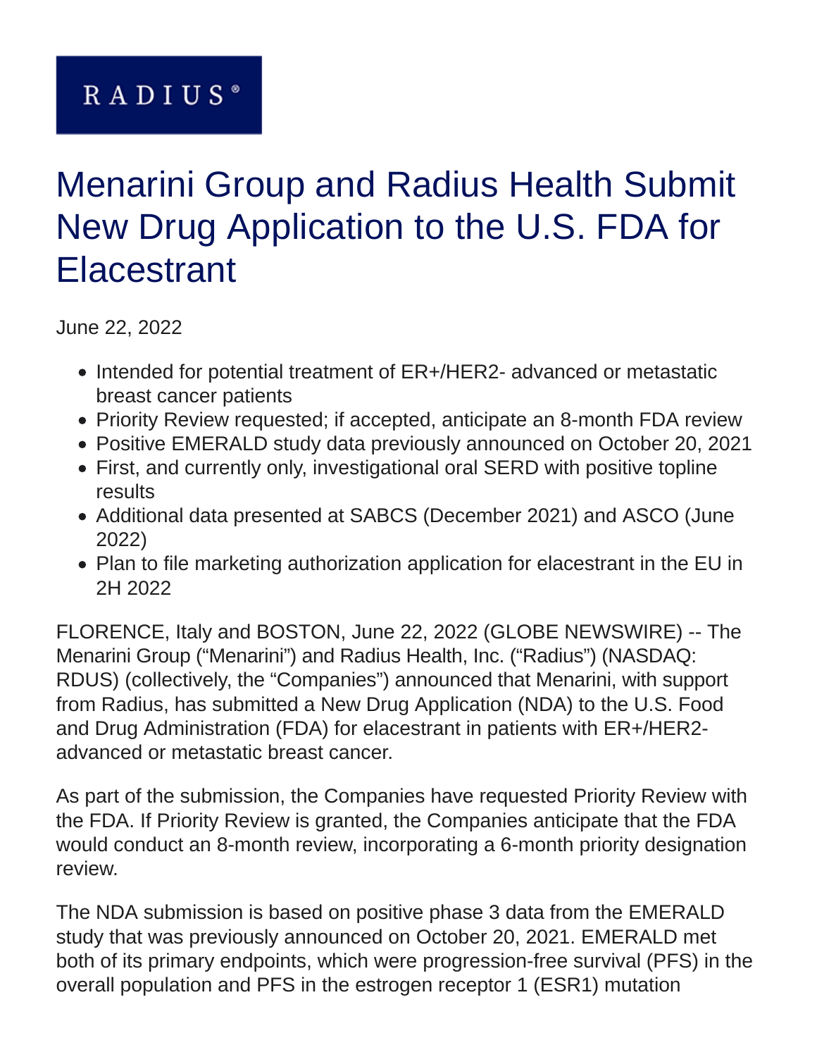RADIUS®

# Menarini Group and Radius Health Submit New Drug Application to the U.S. FDA for Elacestrant

June 22, 2022

- Intended for potential treatment of ER+/HER2- advanced or metastatic breast cancer patients
- Priority Review requested; if accepted, anticipate an 8-month FDA review
- Positive EMERALD study data previously announced on October 20, 2021
- First, and currently only, investigational oral SERD with positive topline results
- Additional data presented at SABCS (December 2021) and ASCO (June 2022)
- Plan to file marketing authorization application for elacestrant in the EU in 2H 2022

FLORENCE, Italy and BOSTON, June 22, 2022 (GLOBE NEWSWIRE) -- The Menarini Group ("Menarini") and Radius Health, Inc. ("Radius") (NASDAQ: RDUS) (collectively, the "Companies") announced that Menarini, with support from Radius, has submitted a New Drug Application (NDA) to the U.S. Food and Drug Administration (FDA) for elacestrant in patients with ER+/HER2- advanced or metastatic breast cancer.

As part of the submission, the Companies have requested Priority Review with the FDA. If Priority Review is granted, the Companies anticipate that the FDA would conduct an 8-month review, incorporating a 6-month priority designation review.

The NDA submission is based on positive phase 3 data from the EMERALD study that was previously announced on October 20, 2021. EMERALD met both of its primary endpoints, which were progression-free survival (PFS) in the overall population and PFS in the estrogen receptor 1 (ESR1) mutation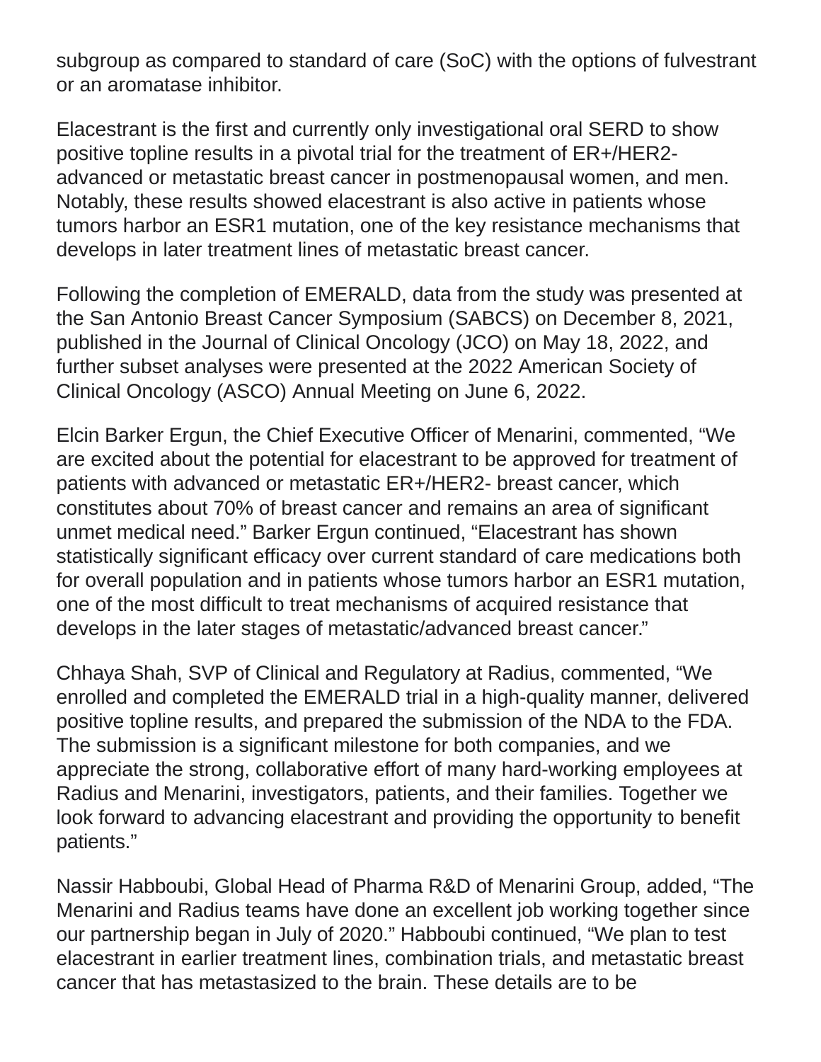subgroup as compared to standard of care (SoC) with the options of fulvestrant or an aromatase inhibitor.

Elacestrant is the first and currently only investigational oral SERD to show positive topline results in a pivotal trial for the treatment of ER+/HER2- advanced or metastatic breast cancer in postmenopausal women, and men. Notably, these results showed elacestrant is also active in patients whose tumors harbor an ESR1 mutation, one of the key resistance mechanisms that develops in later treatment lines of metastatic breast cancer.

Following the completion of EMERALD, data from the study was presented at the San Antonio Breast Cancer Symposium (SABCS) on December 8, 2021, published in the Journal of Clinical Oncology (JCO) on May 18, 2022, and further subset analyses were presented at the 2022 American Society of Clinical Oncology (ASCO) Annual Meeting on June 6, 2022.

Elcin Barker Ergun, the Chief Executive Officer of Menarini, commented, “We are excited about the potential for elacestrant to be approved for treatment of patients with advanced or metastatic ER+/HER2- breast cancer, which constitutes about 70% of breast cancer and remains an area of significant unmet medical need.” Barker Ergun continued, “Elacestrant has shown statistically significant efficacy over current standard of care medications both for overall population and in patients whose tumors harbor an ESR1 mutation, one of the most difficult to treat mechanisms of acquired resistance that develops in the later stages of metastatic/advanced breast cancer.”

Chhaya Shah, SVP of Clinical and Regulatory at Radius, commented, “We enrolled and completed the EMERALD trial in a high-quality manner, delivered positive topline results, and prepared the submission of the NDA to the FDA. The submission is a significant milestone for both companies, and we appreciate the strong, collaborative effort of many hard-working employees at Radius and Menarini, investigators, patients, and their families. Together we look forward to advancing elacestrant and providing the opportunity to benefit patients.”

Nassir Habboubi, Global Head of Pharma R&D of Menarini Group, added, “The Menarini and Radius teams have done an excellent job working together since our partnership began in July of 2020.” Habboubi continued, “We plan to test elacestrant in earlier treatment lines, combination trials, and metastatic breast cancer that has metastasized to the brain. These details are to be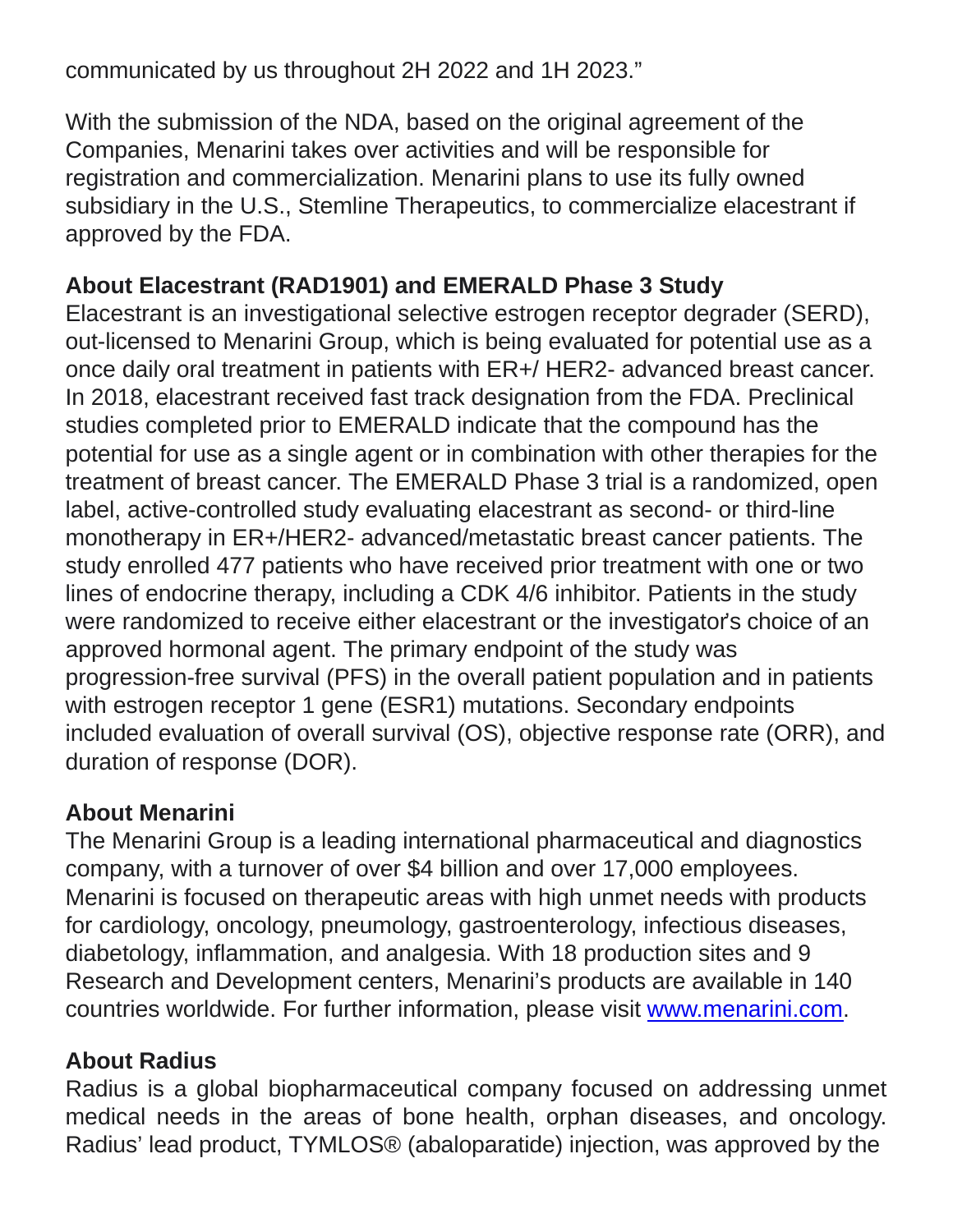communicated by us throughout 2H 2022 and 1H 2023."

With the submission of the NDA, based on the original agreement of the Companies, Menarini takes over activities and will be responsible for registration and commercialization. Menarini plans to use its fully owned subsidiary in the U.S., Stemline Therapeutics, to commercialize elacestrant if approved by the FDA.

**About Elacestrant (RAD1901) and EMERALD Phase 3 Study**

Elacestrant is an investigational selective estrogen receptor degrader (SERD), out-licensed to Menarini Group, which is being evaluated for potential use as a once daily oral treatment in patients with ER+/ HER2- advanced breast cancer. In 2018, elacestrant received fast track designation from the FDA. Preclinical studies completed prior to EMERALD indicate that the compound has the potential for use as a single agent or in combination with other therapies for the treatment of breast cancer. The EMERALD Phase 3 trial is a randomized, open label, active-controlled study evaluating elacestrant as second- or third-line monotherapy in ER+/HER2- advanced/metastatic breast cancer patients. The study enrolled 477 patients who have received prior treatment with one or two lines of endocrine therapy, including a CDK 4/6 inhibitor. Patients in the study were randomized to receive either elacestrant or the investigator's choice of an approved hormonal agent. The primary endpoint of the study was progression-free survival (PFS) in the overall patient population and in patients with estrogen receptor 1 gene (ESR1) mutations. Secondary endpoints included evaluation of overall survival (OS), objective response rate (ORR), and duration of response (DOR).

**About Menarini**

The Menarini Group is a leading international pharmaceutical and diagnostics company, with a turnover of over $4 billion and over 17,000 employees. Menarini is focused on therapeutic areas with high unmet needs with products for cardiology, oncology, pneumology, gastroenterology, infectious diseases, diabetology, inflammation, and analgesia. With 18 production sites and 9 Research and Development centers, Menarini's products are available in 140 countries worldwide. For further information, please visit [www.menarini.com](http://www.menarini.com).

**About Radius**

Radius is a global biopharmaceutical company focused on addressing unmet medical needs in the areas of bone health, orphan diseases, and oncology. Radius' lead product, TYMLOS® (abaloparatide) injection, was approved by the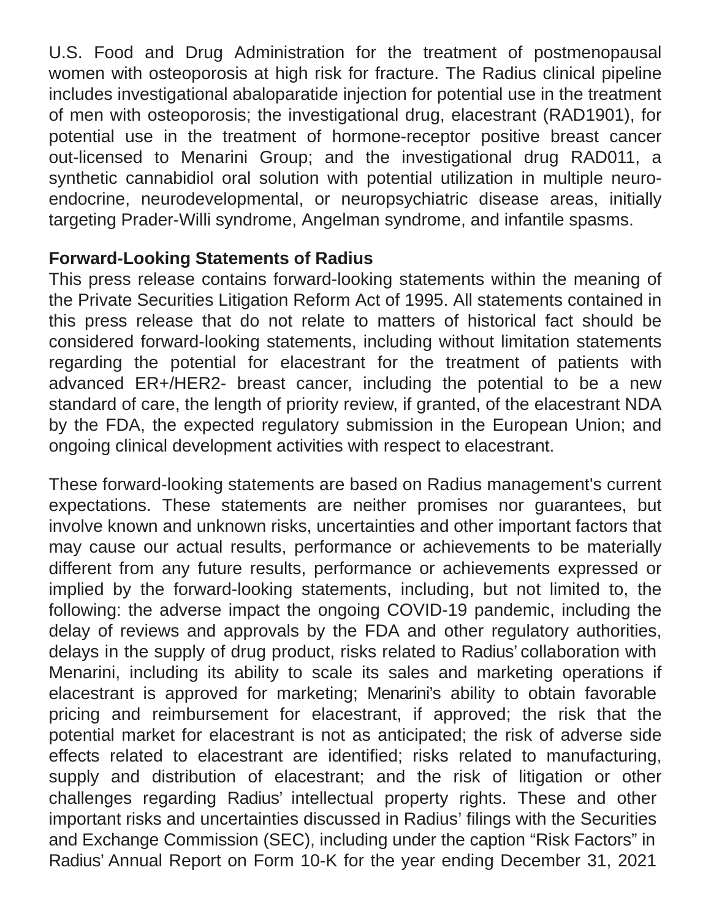U.S. Food and Drug Administration for the treatment of postmenopausal women with osteoporosis at high risk for fracture. The Radius clinical pipeline includes investigational abaloparatide injection for potential use in the treatment of men with osteoporosis; the investigational drug, elacestrant (RAD1901), for potential use in the treatment of hormone-receptor positive breast cancer out-licensed to Menarini Group; and the investigational drug RAD011, a synthetic cannabidiol oral solution with potential utilization in multiple neuro-endocrine, neurodevelopmental, or neuropsychiatric disease areas, initially targeting Prader-Willi syndrome, Angelman syndrome, and infantile spasms.

**Forward-Looking Statements of Radius**

This press release contains forward-looking statements within the meaning of the Private Securities Litigation Reform Act of 1995. All statements contained in this press release that do not relate to matters of historical fact should be considered forward-looking statements, including without limitation statements regarding the potential for elacestrant for the treatment of patients with advanced ER+/HER2- breast cancer, including the potential to be a new standard of care, the length of priority review, if granted, of the elacestrant NDA by the FDA, the expected regulatory submission in the European Union; and ongoing clinical development activities with respect to elacestrant.

These forward-looking statements are based on Radius management's current expectations. These statements are neither promises nor guarantees, but involve known and unknown risks, uncertainties and other important factors that may cause our actual results, performance or achievements to be materially different from any future results, performance or achievements expressed or implied by the forward-looking statements, including, but not limited to, the following: the adverse impact the ongoing COVID-19 pandemic, including the delay of reviews and approvals by the FDA and other regulatory authorities, delays in the supply of drug product, risks related to Radius' collaboration with Menarini, including its ability to scale its sales and marketing operations if elacestrant is approved for marketing; Menarini's ability to obtain favorable pricing and reimbursement for elacestrant, if approved; the risk that the potential market for elacestrant is not as anticipated; the risk of adverse side effects related to elacestrant are identified; risks related to manufacturing, supply and distribution of elacestrant; and the risk of litigation or other challenges regarding Radius' intellectual property rights. These and other important risks and uncertainties discussed in Radius' filings with the Securities and Exchange Commission (SEC), including under the caption "Risk Factors" in Radius' Annual Report on Form 10-K for the year ending December 31, 2021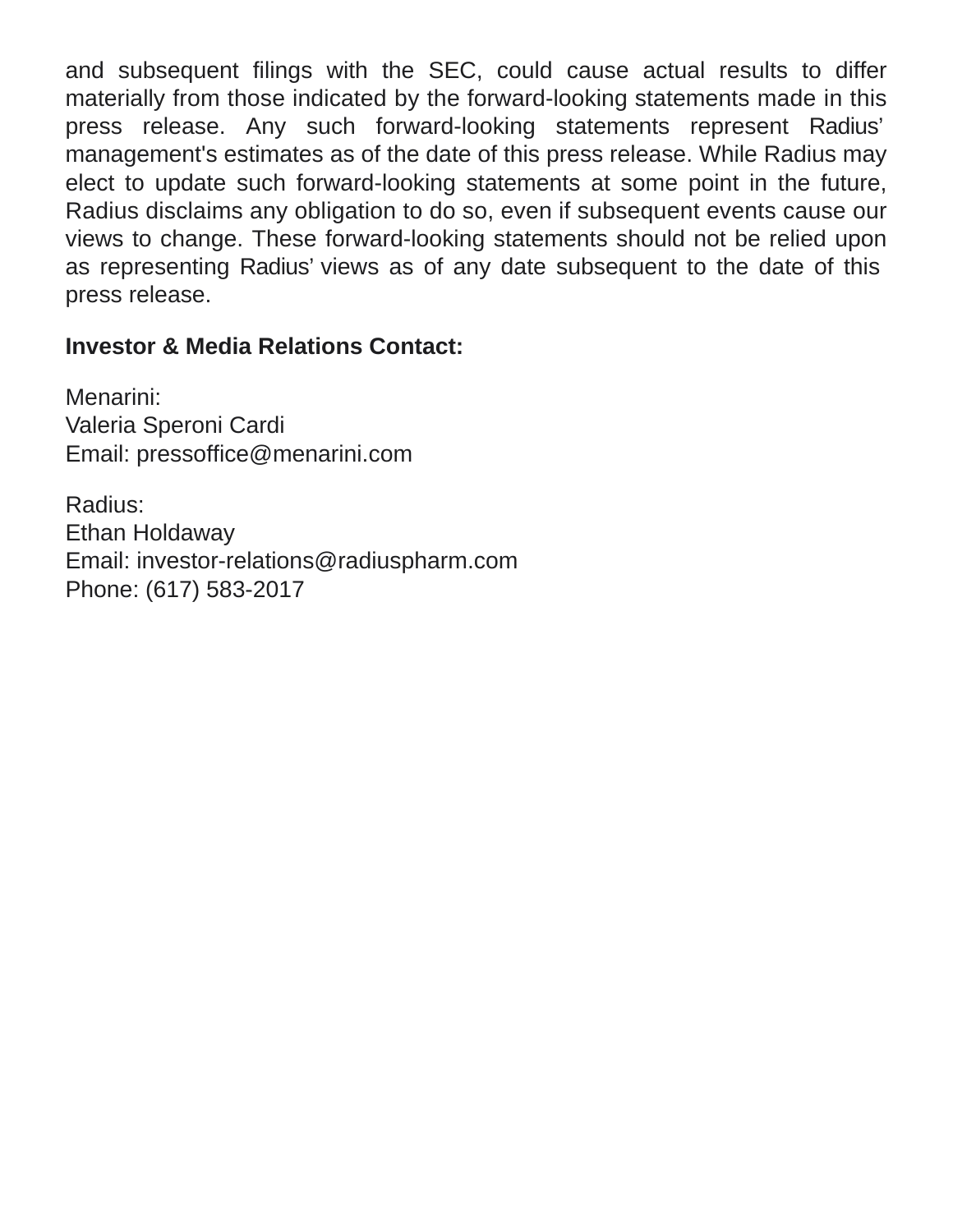and subsequent filings with the SEC, could cause actual results to differ materially from those indicated by the forward-looking statements made in this press release. Any such forward-looking statements represent Radius' management's estimates as of the date of this press release. While Radius may elect to update such forward-looking statements at some point in the future, Radius disclaims any obligation to do so, even if subsequent events cause our views to change. These forward-looking statements should not be relied upon as representing Radius' views as of any date subsequent to the date of this press release.

**Investor & Media Relations Contact:**

Menarini:
Valeria Speroni Cardi
Email: pressoffice@menarini.com

Radius:
Ethan Holdaway
Email: investor-relations@radiuspharm.com
Phone: (617) 583-2017